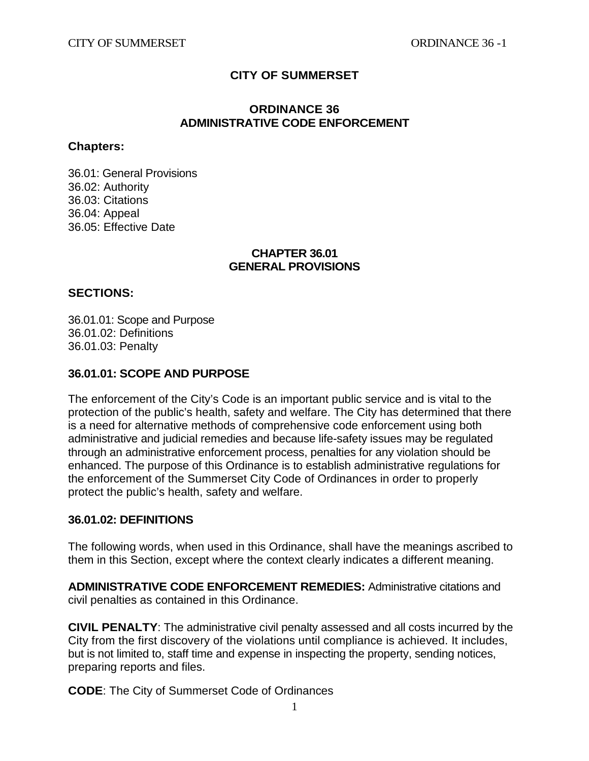# CITY OF SUMMERSET

## ORDINANCE 36
## ADMINISTRATIVE CODE ENFORCEMENT

**Chapters:**

36.01: General Provisions
36.02: Authority
36.03: Citations
36.04: Appeal
36.05: Effective Date

## CHAPTER 36.01
## GENERAL PROVISIONS

**SECTIONS:**

36.01.01: Scope and Purpose
36.01.02: Definitions
36.01.03: Penalty

### 36.01.01: SCOPE AND PURPOSE

The enforcement of the City's Code is an important public service and is vital to the protection of the public's health, safety and welfare. The City has determined that there is a need for alternative methods of comprehensive code enforcement using both administrative and judicial remedies and because life-safety issues may be regulated through an administrative enforcement process, penalties for any violation should be enhanced. The purpose of this Ordinance is to establish administrative regulations for the enforcement of the Summerset City Code of Ordinances in order to properly protect the public's health, safety and welfare.

### 36.01.02: DEFINITIONS

The following words, when used in this Ordinance, shall have the meanings ascribed to them in this Section, except where the context clearly indicates a different meaning.

**ADMINISTRATIVE CODE ENFORCEMENT REMEDIES:** Administrative citations and civil penalties as contained in this Ordinance.

**CIVIL PENALTY**: The administrative civil penalty assessed and all costs incurred by the City from the first discovery of the violations until compliance is achieved. It includes, but is not limited to, staff time and expense in inspecting the property, sending notices, preparing reports and files.

**CODE**: The City of Summerset Code of Ordinances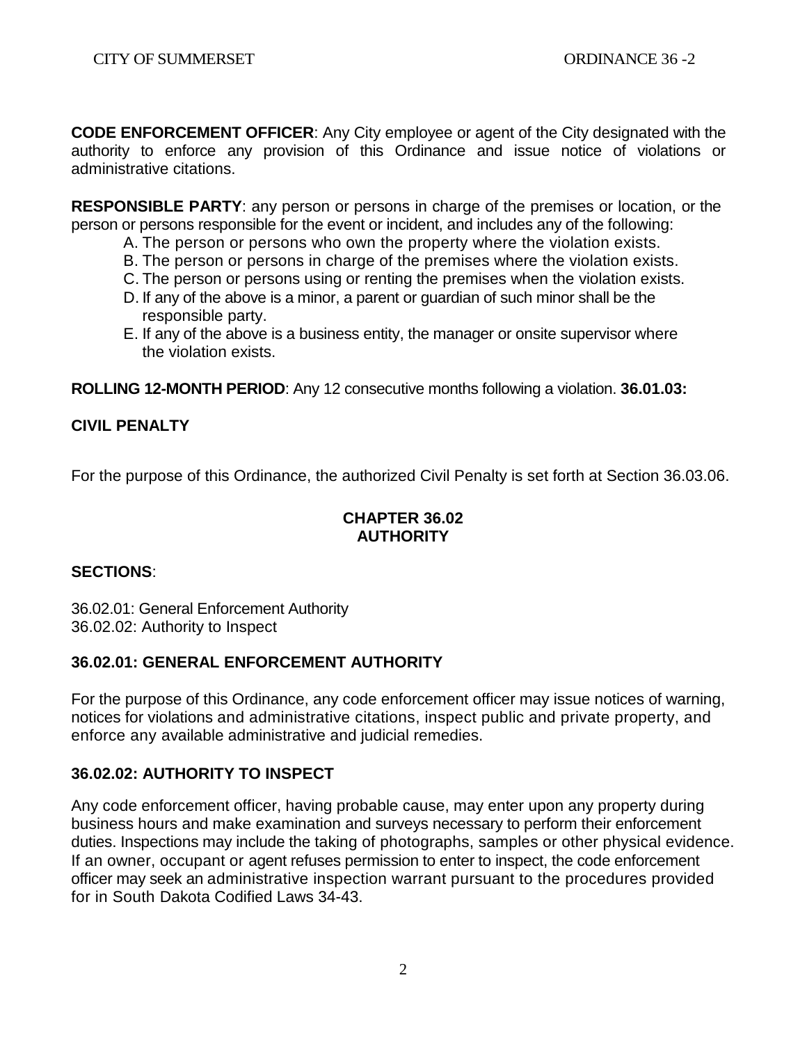**CODE ENFORCEMENT OFFICER**: Any City employee or agent of the City designated with the authority to enforce any provision of this Ordinance and issue notice of violations or administrative citations.

**RESPONSIBLE PARTY**: any person or persons in charge of the premises or location, or the person or persons responsible for the event or incident, and includes any of the following:

A. The person or persons who own the property where the violation exists.
B. The person or persons in charge of the premises where the violation exists.
C. The person or persons using or renting the premises when the violation exists.
D. If any of the above is a minor, a parent or guardian of such minor shall be the responsible party.
E. If any of the above is a business entity, the manager or onsite supervisor where the violation exists.

**ROLLING 12-MONTH PERIOD**: Any 12 consecutive months following a violation. **36.01.03:**

**CIVIL PENALTY**

For the purpose of this Ordinance, the authorized Civil Penalty is set forth at Section 36.03.06.

## CHAPTER 36.02
## AUTHORITY

**SECTIONS**:

36.02.01: General Enforcement Authority
36.02.02: Authority to Inspect

### 36.02.01: GENERAL ENFORCEMENT AUTHORITY

For the purpose of this Ordinance, any code enforcement officer may issue notices of warning, notices for violations and administrative citations, inspect public and private property, and enforce any available administrative and judicial remedies.

### 36.02.02: AUTHORITY TO INSPECT

Any code enforcement officer, having probable cause, may enter upon any property during business hours and make examination and surveys necessary to perform their enforcement duties. Inspections may include the taking of photographs, samples or other physical evidence. If an owner, occupant or agent refuses permission to enter to inspect, the code enforcement officer may seek an administrative inspection warrant pursuant to the procedures provided for in South Dakota Codified Laws 34-43.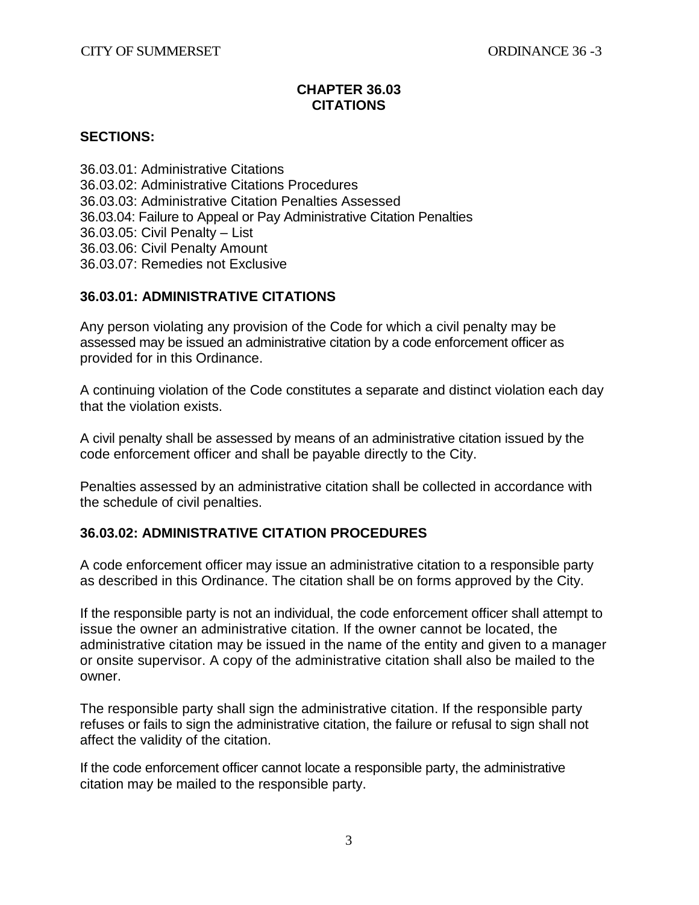# CHAPTER 36.03
# CITATIONS

**SECTIONS:**

36.03.01: Administrative Citations
36.03.02: Administrative Citations Procedures
36.03.03: Administrative Citation Penalties Assessed
36.03.04: Failure to Appeal or Pay Administrative Citation Penalties
36.03.05: Civil Penalty – List
36.03.06: Civil Penalty Amount
36.03.07: Remedies not Exclusive

## 36.03.01: ADMINISTRATIVE CITATIONS

Any person violating any provision of the Code for which a civil penalty may be assessed may be issued an administrative citation by a code enforcement officer as provided for in this Ordinance.

A continuing violation of the Code constitutes a separate and distinct violation each day that the violation exists.

A civil penalty shall be assessed by means of an administrative citation issued by the code enforcement officer and shall be payable directly to the City.

Penalties assessed by an administrative citation shall be collected in accordance with the schedule of civil penalties.

## 36.03.02: ADMINISTRATIVE CITATION PROCEDURES

A code enforcement officer may issue an administrative citation to a responsible party as described in this Ordinance. The citation shall be on forms approved by the City.

If the responsible party is not an individual, the code enforcement officer shall attempt to issue the owner an administrative citation. If the owner cannot be located, the administrative citation may be issued in the name of the entity and given to a manager or onsite supervisor. A copy of the administrative citation shall also be mailed to the owner.

The responsible party shall sign the administrative citation. If the responsible party refuses or fails to sign the administrative citation, the failure or refusal to sign shall not affect the validity of the citation.

If the code enforcement officer cannot locate a responsible party, the administrative citation may be mailed to the responsible party.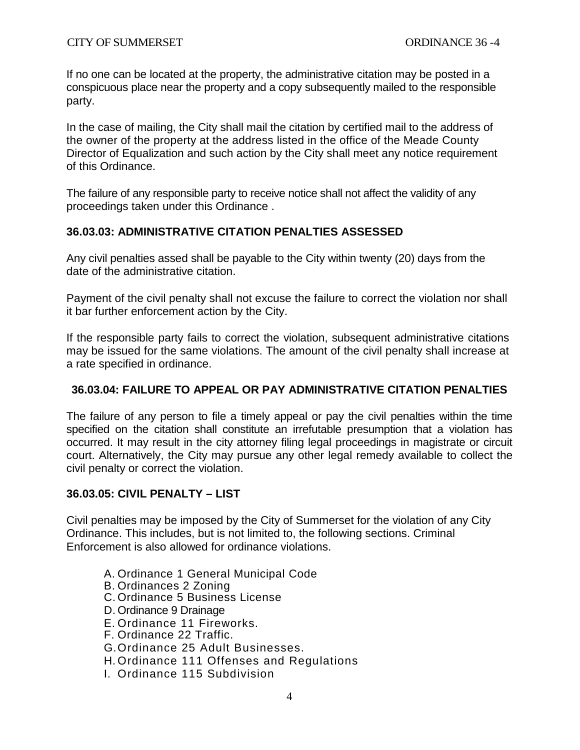If no one can be located at the property, the administrative citation may be posted in a conspicuous place near the property and a copy subsequently mailed to the responsible party.

In the case of mailing, the City shall mail the citation by certified mail to the address of the owner of the property at the address listed in the office of the Meade County Director of Equalization and such action by the City shall meet any notice requirement of this Ordinance.

The failure of any responsible party to receive notice shall not affect the validity of any proceedings taken under this Ordinance .

### 36.03.03: ADMINISTRATIVE CITATION PENALTIES ASSESSED

Any civil penalties assed shall be payable to the City within twenty (20) days from the date of the administrative citation.

Payment of the civil penalty shall not excuse the failure to correct the violation nor shall it bar further enforcement action by the City.

If the responsible party fails to correct the violation, subsequent administrative citations may be issued for the same violations. The amount of the civil penalty shall increase at a rate specified in ordinance.

### 36.03.04: FAILURE TO APPEAL OR PAY ADMINISTRATIVE CITATION PENALTIES

The failure of any person to file a timely appeal or pay the civil penalties within the time specified on the citation shall constitute an irrefutable presumption that a violation has occurred. It may result in the city attorney filing legal proceedings in magistrate or circuit court. Alternatively, the City may pursue any other legal remedy available to collect the civil penalty or correct the violation.

### 36.03.05: CIVIL PENALTY – LIST

Civil penalties may be imposed by the City of Summerset for the violation of any City Ordinance. This includes, but is not limited to, the following sections. Criminal Enforcement is also allowed for ordinance violations.

A. Ordinance 1 General Municipal Code
B. Ordinances 2 Zoning
C. Ordinance 5 Business License
D. Ordinance 9 Drainage
E. Ordinance 11 Fireworks.
F. Ordinance 22 Traffic.
G. Ordinance 25 Adult Businesses.
H. Ordinance 111 Offenses and Regulations
I. Ordinance 115 Subdivision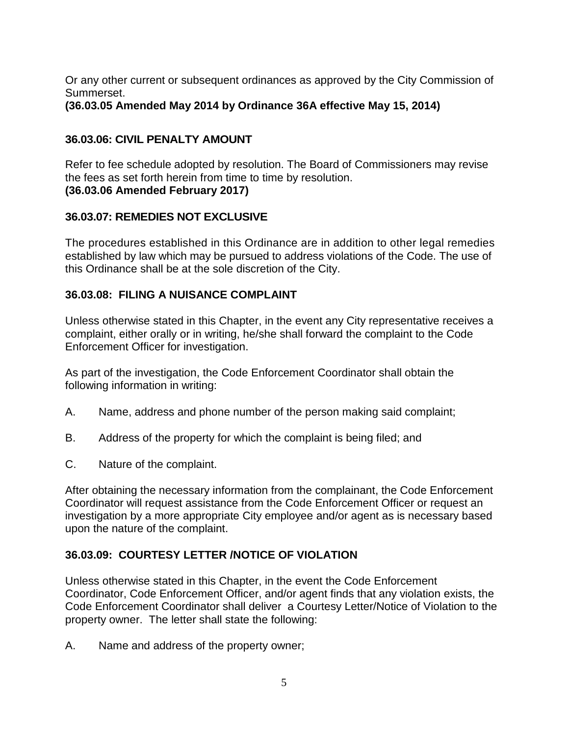Or any other current or subsequent ordinances as approved by the City Commission of Summerset.
**(36.03.05 Amended May 2014 by Ordinance 36A effective May 15, 2014)**

### 36.03.06: CIVIL PENALTY AMOUNT

Refer to fee schedule adopted by resolution. The Board of Commissioners may revise the fees as set forth herein from time to time by resolution.
**(36.03.06 Amended February 2017)**

### 36.03.07: REMEDIES NOT EXCLUSIVE

The procedures established in this Ordinance are in addition to other legal remedies established by law which may be pursued to address violations of the Code. The use of this Ordinance shall be at the sole discretion of the City.

### 36.03.08: FILING A NUISANCE COMPLAINT

Unless otherwise stated in this Chapter, in the event any City representative receives a complaint, either orally or in writing, he/she shall forward the complaint to the Code Enforcement Officer for investigation.

As part of the investigation, the Code Enforcement Coordinator shall obtain the following information in writing:

A. Name, address and phone number of the person making said complaint;

B. Address of the property for which the complaint is being filed; and

C. Nature of the complaint.

After obtaining the necessary information from the complainant, the Code Enforcement Coordinator will request assistance from the Code Enforcement Officer or request an investigation by a more appropriate City employee and/or agent as is necessary based upon the nature of the complaint.

### 36.03.09: COURTESY LETTER /NOTICE OF VIOLATION

Unless otherwise stated in this Chapter, in the event the Code Enforcement Coordinator, Code Enforcement Officer, and/or agent finds that any violation exists, the Code Enforcement Coordinator shall deliver a Courtesy Letter/Notice of Violation to the property owner. The letter shall state the following:

A. Name and address of the property owner;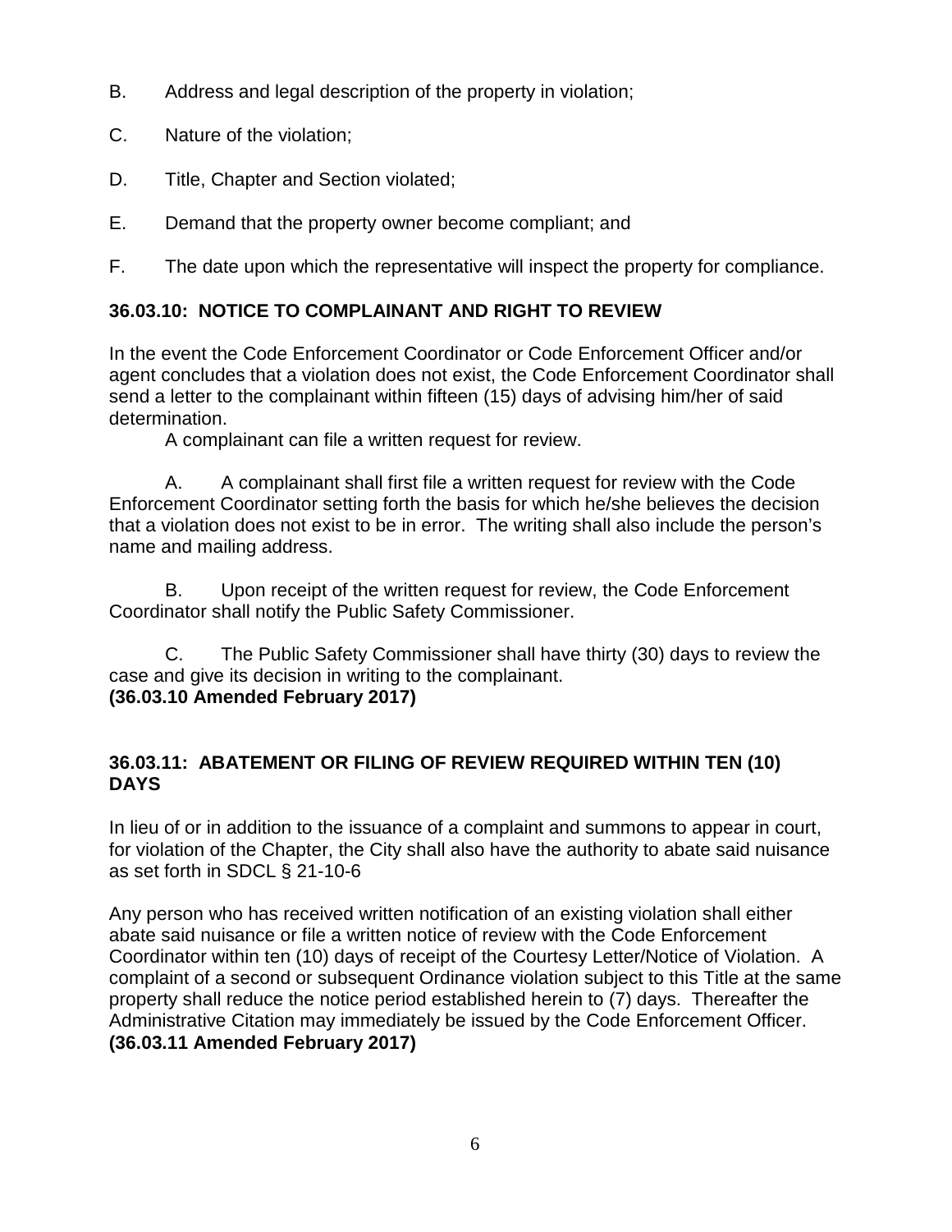B. Address and legal description of the property in violation;

C. Nature of the violation;

D. Title, Chapter and Section violated;

E. Demand that the property owner become compliant; and

F. The date upon which the representative will inspect the property for compliance.

### 36.03.10: NOTICE TO COMPLAINANT AND RIGHT TO REVIEW

In the event the Code Enforcement Coordinator or Code Enforcement Officer and/or agent concludes that a violation does not exist, the Code Enforcement Coordinator shall send a letter to the complainant within fifteen (15) days of advising him/her of said determination.

A complainant can file a written request for review.

A. A complainant shall first file a written request for review with the Code Enforcement Coordinator setting forth the basis for which he/she believes the decision that a violation does not exist to be in error. The writing shall also include the person's name and mailing address.

B. Upon receipt of the written request for review, the Code Enforcement Coordinator shall notify the Public Safety Commissioner.

C. The Public Safety Commissioner shall have thirty (30) days to review the case and give its decision in writing to the complainant.
**(36.03.10 Amended February 2017)**

### 36.03.11: ABATEMENT OR FILING OF REVIEW REQUIRED WITHIN TEN (10) DAYS

In lieu of or in addition to the issuance of a complaint and summons to appear in court, for violation of the Chapter, the City shall also have the authority to abate said nuisance as set forth in SDCL § 21-10-6

Any person who has received written notification of an existing violation shall either abate said nuisance or file a written notice of review with the Code Enforcement Coordinator within ten (10) days of receipt of the Courtesy Letter/Notice of Violation. A complaint of a second or subsequent Ordinance violation subject to this Title at the same property shall reduce the notice period established herein to (7) days. Thereafter the Administrative Citation may immediately be issued by the Code Enforcement Officer.
**(36.03.11 Amended February 2017)**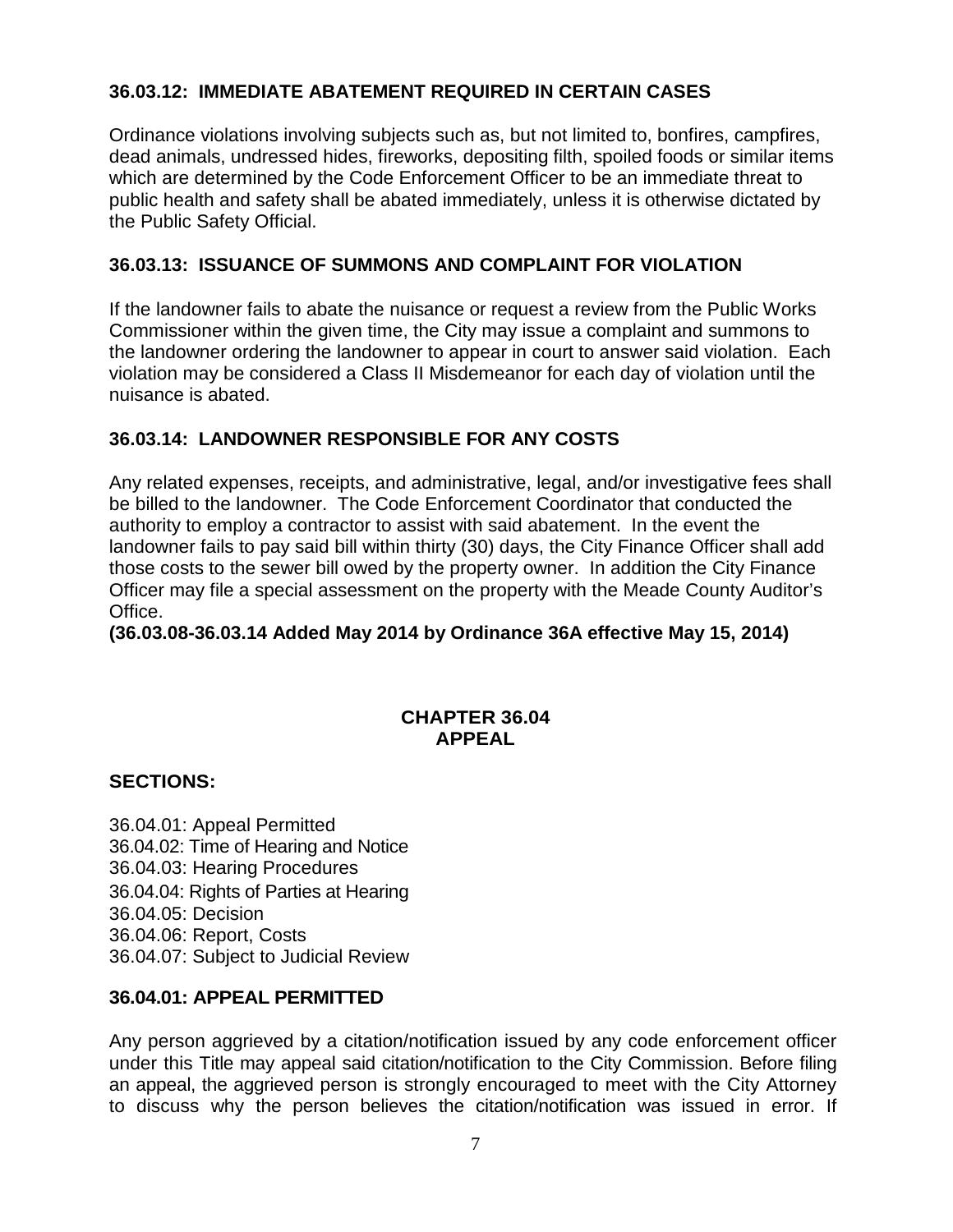### 36.03.12: IMMEDIATE ABATEMENT REQUIRED IN CERTAIN CASES

Ordinance violations involving subjects such as, but not limited to, bonfires, campfires, dead animals, undressed hides, fireworks, depositing filth, spoiled foods or similar items which are determined by the Code Enforcement Officer to be an immediate threat to public health and safety shall be abated immediately, unless it is otherwise dictated by the Public Safety Official.

### 36.03.13: ISSUANCE OF SUMMONS AND COMPLAINT FOR VIOLATION

If the landowner fails to abate the nuisance or request a review from the Public Works Commissioner within the given time, the City may issue a complaint and summons to the landowner ordering the landowner to appear in court to answer said violation. Each violation may be considered a Class II Misdemeanor for each day of violation until the nuisance is abated.

### 36.03.14: LANDOWNER RESPONSIBLE FOR ANY COSTS

Any related expenses, receipts, and administrative, legal, and/or investigative fees shall be billed to the landowner. The Code Enforcement Coordinator that conducted the authority to employ a contractor to assist with said abatement. In the event the landowner fails to pay said bill within thirty (30) days, the City Finance Officer shall add those costs to the sewer bill owed by the property owner. In addition the City Finance Officer may file a special assessment on the property with the Meade County Auditor's Office.

**(36.03.08-36.03.14 Added May 2014 by Ordinance 36A effective May 15, 2014)**

## CHAPTER 36.04
## APPEAL

### SECTIONS:

36.04.01: Appeal Permitted
36.04.02: Time of Hearing and Notice
36.04.03: Hearing Procedures
36.04.04: Rights of Parties at Hearing
36.04.05: Decision
36.04.06: Report, Costs
36.04.07: Subject to Judicial Review

### 36.04.01: APPEAL PERMITTED

Any person aggrieved by a citation/notification issued by any code enforcement officer under this Title may appeal said citation/notification to the City Commission. Before filing an appeal, the aggrieved person is strongly encouraged to meet with the City Attorney to discuss why the person believes the citation/notification was issued in error. If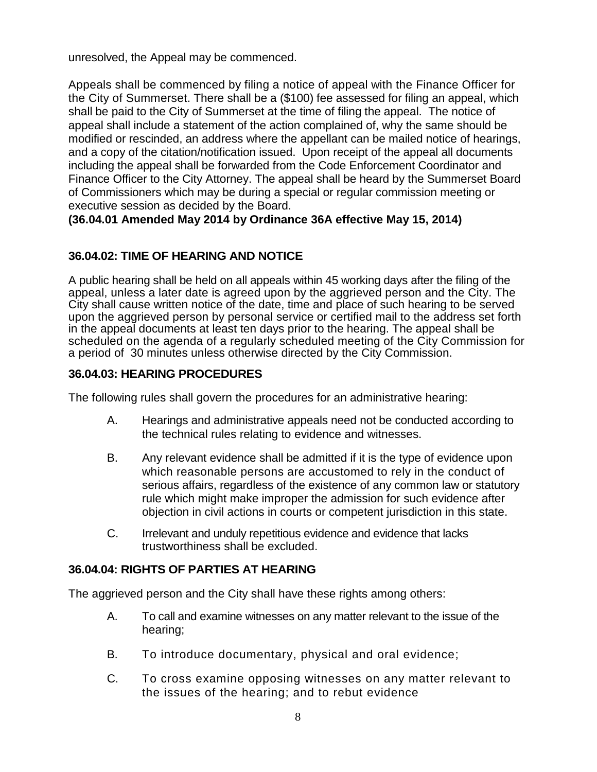unresolved, the Appeal may be commenced.

Appeals shall be commenced by filing a notice of appeal with the Finance Officer for the City of Summerset. There shall be a ($100) fee assessed for filing an appeal, which shall be paid to the City of Summerset at the time of filing the appeal. The notice of appeal shall include a statement of the action complained of, why the same should be modified or rescinded, an address where the appellant can be mailed notice of hearings, and a copy of the citation/notification issued. Upon receipt of the appeal all documents including the appeal shall be forwarded from the Code Enforcement Coordinator and Finance Officer to the City Attorney. The appeal shall be heard by the Summerset Board of Commissioners which may be during a special or regular commission meeting or executive session as decided by the Board.

**(36.04.01 Amended May 2014 by Ordinance 36A effective May 15, 2014)**

### 36.04.02: TIME OF HEARING AND NOTICE

A public hearing shall be held on all appeals within 45 working days after the filing of the appeal, unless a later date is agreed upon by the aggrieved person and the City. The City shall cause written notice of the date, time and place of such hearing to be served upon the aggrieved person by personal service or certified mail to the address set forth in the appeal documents at least ten days prior to the hearing. The appeal shall be scheduled on the agenda of a regularly scheduled meeting of the City Commission for a period of 30 minutes unless otherwise directed by the City Commission.

### 36.04.03: HEARING PROCEDURES

The following rules shall govern the procedures for an administrative hearing:

A. Hearings and administrative appeals need not be conducted according to the technical rules relating to evidence and witnesses.

B. Any relevant evidence shall be admitted if it is the type of evidence upon which reasonable persons are accustomed to rely in the conduct of serious affairs, regardless of the existence of any common law or statutory rule which might make improper the admission for such evidence after objection in civil actions in courts or competent jurisdiction in this state.

C. Irrelevant and unduly repetitious evidence and evidence that lacks trustworthiness shall be excluded.

### 36.04.04: RIGHTS OF PARTIES AT HEARING

The aggrieved person and the City shall have these rights among others:

A. To call and examine witnesses on any matter relevant to the issue of the hearing;

B. To introduce documentary, physical and oral evidence;

C. To cross examine opposing witnesses on any matter relevant to the issues of the hearing; and to rebut evidence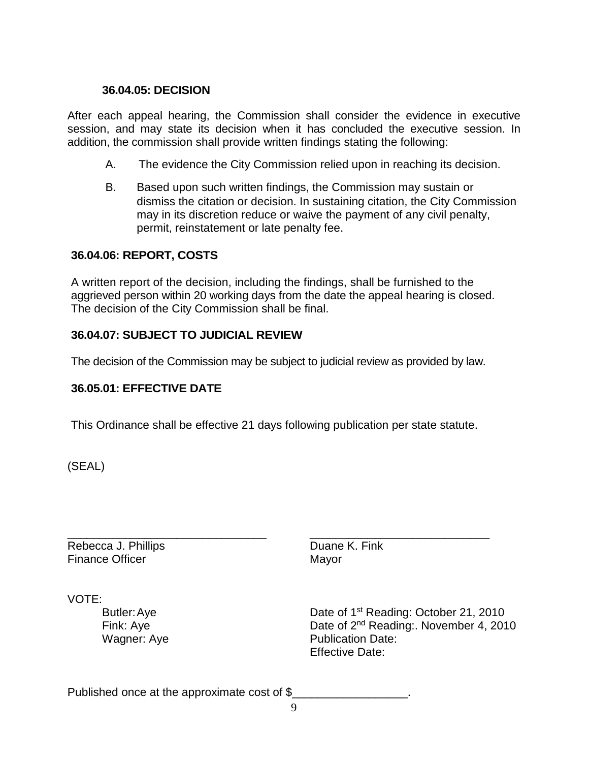### 36.04.05: DECISION

After each appeal hearing, the Commission shall consider the evidence in executive session, and may state its decision when it has concluded the executive session. In addition, the commission shall provide written findings stating the following:

A. The evidence the City Commission relied upon in reaching its decision.

B. Based upon such written findings, the Commission may sustain or dismiss the citation or decision. In sustaining citation, the City Commission may in its discretion reduce or waive the payment of any civil penalty, permit, reinstatement or late penalty fee.

### 36.04.06: REPORT, COSTS

A written report of the decision, including the findings, shall be furnished to the aggrieved person within 20 working days from the date the appeal hearing is closed. The decision of the City Commission shall be final.

### 36.04.07: SUBJECT TO JUDICIAL REVIEW

The decision of the Commission may be subject to judicial review as provided by law.

### 36.05.01: EFFECTIVE DATE

This Ordinance shall be effective 21 days following publication per state statute.

(SEAL)

\_\_\_\_\_\_\_\_\_\_\_\_\_\_\_\_\_\_\_\_\_\_\_\_\_\_\_\_\_\_\_\_
Rebecca J. Phillips
Finance Officer

\_\_\_\_\_\_\_\_\_\_\_\_\_\_\_\_\_\_\_\_\_\_\_\_\_\_\_\_\_\_
Duane K. Fink
Mayor

VOTE:

Butler: Aye
Fink: Aye
Wagner: Aye

Date of 1st Reading: October 21, 2010
Date of 2nd Reading:. November 4, 2010
Publication Date:
Effective Date:

Published once at the approximate cost of $\_\_\_\_\_\_\_\_\_\_\_\_\_\_\_\_\_\_.